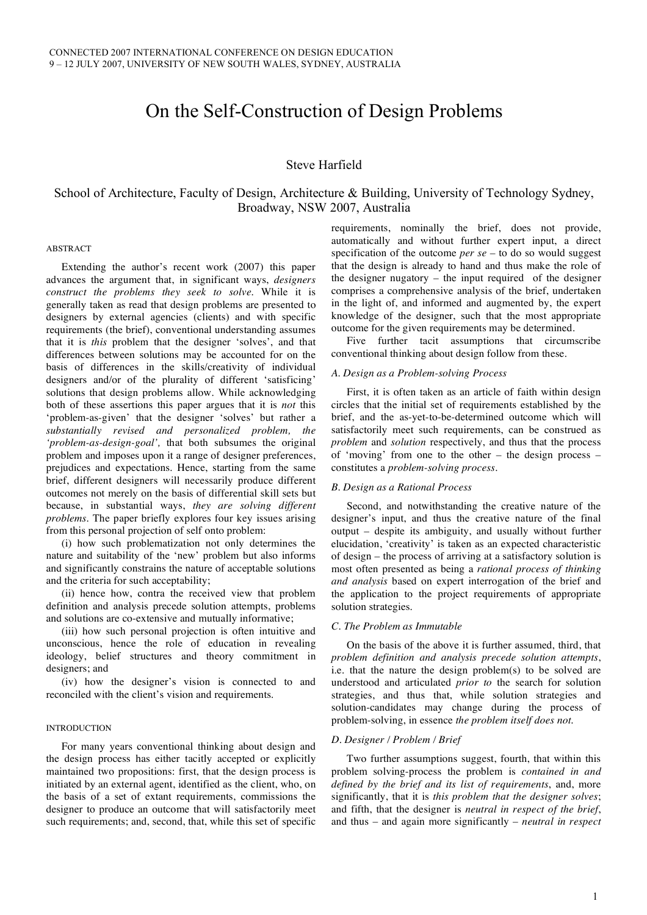# On the Self-Construction of Design Problems

Steve Harfield

School of Architecture, Faculty of Design, Architecture & Building, University of Technology Sydney, Broadway, NSW 2007, Australia

## ABSTRACT

Extending the author's recent work (2007) this paper advances the argument that, in significant ways, *designers construct the problems they seek to solve.* While it is generally taken as read that design problems are presented to designers by external agencies (clients) and with specific requirements (the brief), conventional understanding assumes that it is *this* problem that the designer 'solves', and that differences between solutions may be accounted for on the basis of differences in the skills/creativity of individual designers and/or of the plurality of different 'satisficing' solutions that design problems allow. While acknowledging both of these assertions this paper argues that it is *not* this 'problem-as-given' that the designer 'solves' but rather a *substantially revised and personalized problem, the 'problem-as-design-goal',* that both subsumes the original problem and imposes upon it a range of designer preferences, prejudices and expectations. Hence, starting from the same brief, different designers will necessarily produce different outcomes not merely on the basis of differential skill sets but because, in substantial ways, *they are solving different problems*. The paper briefly explores four key issues arising from this personal projection of self onto problem:

(i) how such problematization not only determines the nature and suitability of the 'new' problem but also informs and significantly constrains the nature of acceptable solutions and the criteria for such acceptability;

(ii) hence how, contra the received view that problem definition and analysis precede solution attempts, problems and solutions are co-extensive and mutually informative;

(iii) how such personal projection is often intuitive and unconscious, hence the role of education in revealing ideology, belief structures and theory commitment in designers; and

(iv) how the designer's vision is connected to and reconciled with the client's vision and requirements.

## INTRODUCTION

For many years conventional thinking about design and the design process has either tacitly accepted or explicitly maintained two propositions: first, that the design process is initiated by an external agent, identified as the client, who, on the basis of a set of extant requirements, commissions the designer to produce an outcome that will satisfactorily meet such requirements; and, second, that, while this set of specific requirements, nominally the brief, does not provide, automatically and without further expert input, a direct specification of the outcome *per se* – to do so would suggest that the design is already to hand and thus make the role of the designer nugatory – the input required of the designer comprises a comprehensive analysis of the brief, undertaken in the light of, and informed and augmented by, the expert knowledge of the designer, such that the most appropriate outcome for the given requirements may be determined.

Five further tacit assumptions that circumscribe conventional thinking about design follow from these.

### *A. Design as a Problem-solving Process*

First, it is often taken as an article of faith within design circles that the initial set of requirements established by the brief, and the as-yet-to-be-determined outcome which will satisfactorily meet such requirements, can be construed as *problem* and *solution* respectively, and thus that the process of 'moving' from one to the other – the design process – constitutes a *problem-solving process*.

### *B. Design as a Rational Process*

Second, and notwithstanding the creative nature of the designer's input, and thus the creative nature of the final output – despite its ambiguity, and usually without further elucidation, 'creativity' is taken as an expected characteristic of design – the process of arriving at a satisfactory solution is most often presented as being a *rational process of thinking and analysis* based on expert interrogation of the brief and the application to the project requirements of appropriate solution strategies.

### *C. The Problem as Immutable*

On the basis of the above it is further assumed, third, that *problem definition and analysis precede solution attempts*, i.e. that the nature the design problem(s) to be solved are understood and articulated *prior to* the search for solution strategies, and thus that, while solution strategies and solution-candidates may change during the process of problem-solving, in essence *the problem itself does not.*

### *D. Designer / Problem / Brief*

Two further assumptions suggest, fourth, that within this problem solving-process the problem is *contained in and defined by the brief and its list of requirements*, and, more significantly, that it is *this problem that the designer solves*; and fifth, that the designer is *neutral in respect of the brief*, and thus – and again more significantly – *neutral in respect*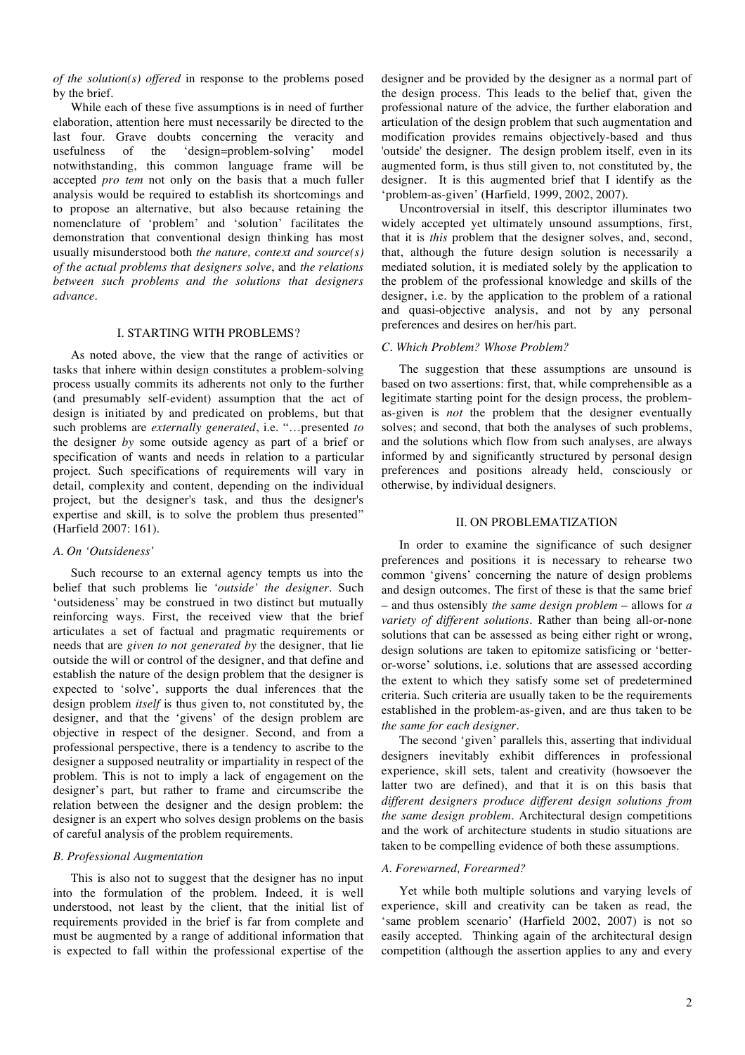*of the solution(s) offered* in response to the problems posed by the brief.

While each of these five assumptions is in need of further elaboration, attention here must necessarily be directed to the last four. Grave doubts concerning the veracity and usefulness of the 'design=problem-solving' model notwithstanding, this common language frame will be accepted *pro tem* not only on the basis that a much fuller analysis would be required to establish its shortcomings and to propose an alternative, but also because retaining the nomenclature of 'problem' and 'solution' facilitates the demonstration that conventional design thinking has most usually misunderstood both *the nature, context and source(s) of the actual problems that designers solve*, and *the relations between such problems and the solutions that designers advance*.

## I. STARTING WITH PROBLEMS?

As noted above, the view that the range of activities or tasks that inhere within design constitutes a problem-solving process usually commits its adherents not only to the further (and presumably self-evident) assumption that the act of design is initiated by and predicated on problems, but that such problems are *externally generated*, i.e. "…presented *to* the designer *by* some outside agency as part of a brief or specification of wants and needs in relation to a particular project. Such specifications of requirements will vary in detail, complexity and content, depending on the individual project, but the designer's task, and thus the designer's expertise and skill, is to solve the problem thus presented" (Harfield 2007: 161).

### A. On 'Outsideness'

Such recourse to an external agency tempts us into the belief that such problems lie *'outside' the designer*. Such 'outsideness' may be construed in two distinct but mutually reinforcing ways. First, the received view that the brief articulates a set of factual and pragmatic requirements or needs that are *given to not generated by* the designer, that lie outside the will or control of the designer, and that define and establish the nature of the design problem that the designer is expected to 'solve', supports the dual inferences that the design problem *itself* is thus given to, not constituted by, the designer, and that the 'givens' of the design problem are objective in respect of the designer. Second, and from a professional perspective, there is a tendency to ascribe to the designer a supposed neutrality or impartiality in respect of the problem. This is not to imply a lack of engagement on the designer's part, but rather to frame and circumscribe the relation between the designer and the design problem: the designer is an expert who solves design problems on the basis of careful analysis of the problem requirements.

### B. Professional Augmentation

This is also not to suggest that the designer has no input into the formulation of the problem. Indeed, it is well understood, not least by the client, that the initial list of requirements provided in the brief is far from complete and must be augmented by a range of additional information that is expected to fall within the professional expertise of the designer and be provided by the designer as a normal part of the design process. This leads to the belief that, given the professional nature of the advice, the further elaboration and articulation of the design problem that such augmentation and modification provides remains objectively-based and thus 'outside' the designer. The design problem itself, even in its augmented form, is thus still given to, not constituted by, the designer. It is this augmented brief that I identify as the 'problem-as-given' (Harfield, 1999, 2002, 2007).

Uncontroversial in itself, this descriptor illuminates two widely accepted yet ultimately unsound assumptions, first, that it is *this* problem that the designer solves, and, second, that, although the future design solution is necessarily a mediated solution, it is mediated solely by the application to the problem of the professional knowledge and skills of the designer, i.e. by the application to the problem of a rational and quasi-objective analysis, and not by any personal preferences and desires on her/his part.

### C. Which Problem? Whose Problem?

The suggestion that these assumptions are unsound is based on two assertions: first, that, while comprehensible as a legitimate starting point for the design process, the problem-as-given is *not* the problem that the designer eventually solves; and second, that both the analyses of such problems, and the solutions which flow from such analyses, are always informed by and significantly structured by personal design preferences and positions already held, consciously or otherwise, by individual designers.

## II. ON PROBLEMATIZATION

In order to examine the significance of such designer preferences and positions it is necessary to rehearse two common 'givens' concerning the nature of design problems and design outcomes. The first of these is that the same brief – and thus ostensibly *the same design problem* – allows for *a variety of different solutions*. Rather than being all-or-none solutions that can be assessed as being either right or wrong, design solutions are taken to epitomize satisficing or 'better-or-worse' solutions, i.e. solutions that are assessed according the extent to which they satisfy some set of predetermined criteria. Such criteria are usually taken to be the requirements established in the problem-as-given, and are thus taken to be *the same for each designer*.

The second 'given' parallels this, asserting that individual designers inevitably exhibit differences in professional experience, skill sets, talent and creativity (howsoever the latter two are defined), and that it is on this basis that *different designers produce different design solutions from the same design problem*. Architectural design competitions and the work of architecture students in studio situations are taken to be compelling evidence of both these assumptions.

### A. Forewarned, Forearmed?

Yet while both multiple solutions and varying levels of experience, skill and creativity can be taken as read, the 'same problem scenario' (Harfield 2002, 2007) is not so easily accepted. Thinking again of the architectural design competition (although the assertion applies to any and every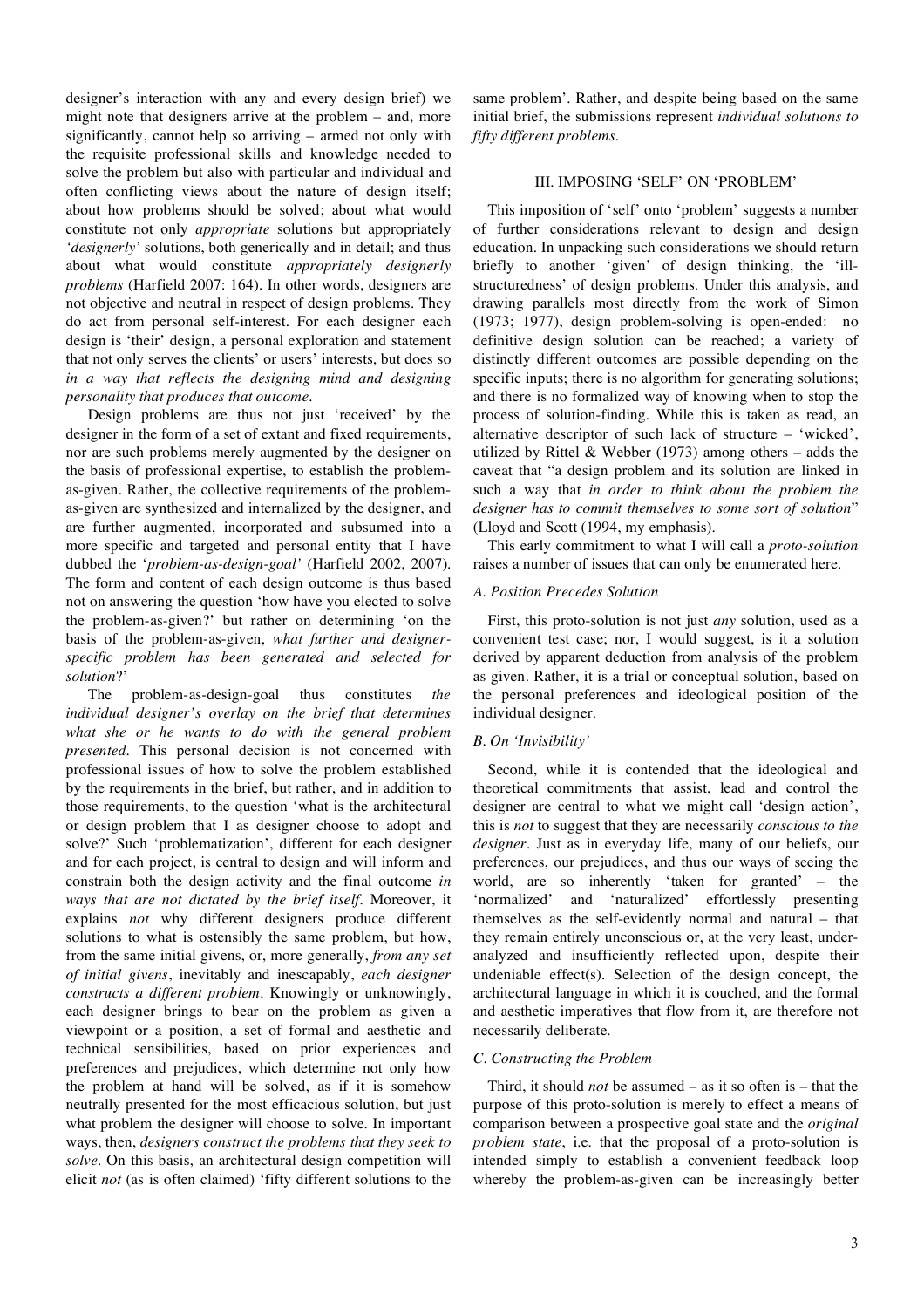designer's interaction with any and every design brief) we might note that designers arrive at the problem – and, more significantly, cannot help so arriving – armed not only with the requisite professional skills and knowledge needed to solve the problem but also with particular and individual and often conflicting views about the nature of design itself; about how problems should be solved; about what would constitute not only *appropriate* solutions but appropriately *'designerly'* solutions, both generically and in detail; and thus about what would constitute *appropriately designerly problems* (Harfield 2007: 164). In other words, designers are not objective and neutral in respect of design problems. They do act from personal self-interest. For each designer each design is 'their' design, a personal exploration and statement that not only serves the clients' or users' interests, but does so *in a way that reflects the designing mind and designing personality that produces that outcome*.

Design problems are thus not just 'received' by the designer in the form of a set of extant and fixed requirements, nor are such problems merely augmented by the designer on the basis of professional expertise, to establish the problem-as-given. Rather, the collective requirements of the problem-as-given are synthesized and internalized by the designer, and are further augmented, incorporated and subsumed into a more specific and targeted and personal entity that I have dubbed the '*problem-as-design-goal*' (Harfield 2002, 2007). The form and content of each design outcome is thus based not on answering the question 'how have you elected to solve the problem-as-given?' but rather on determining 'on the basis of the problem-as-given, *what further and designer-specific problem has been generated and selected for solution*?'

The problem-as-design-goal thus constitutes *the individual designer's overlay on the brief that determines what she or he wants to do with the general problem presented*. This personal decision is not concerned with professional issues of how to solve the problem established by the requirements in the brief, but rather, and in addition to those requirements, to the question 'what is the architectural or design problem that I as designer choose to adopt and solve?' Such 'problematization', different for each designer and for each project, is central to design and will inform and constrain both the design activity and the final outcome *in ways that are not dictated by the brief itself*. Moreover, it explains *not* why different designers produce different solutions to what is ostensibly the same problem, but how, from the same initial givens, or, more generally, *from any set of initial givens*, inevitably and inescapably, *each designer constructs a different problem*. Knowingly or unknowingly, each designer brings to bear on the problem as given a viewpoint or a position, a set of formal and aesthetic and technical sensibilities, based on prior experiences and preferences and prejudices, which determine not only how the problem at hand will be solved, as if it is somehow neutrally presented for the most efficacious solution, but just what problem the designer will choose to solve. In important ways, then, *designers construct the problems that they seek to solve*. On this basis, an architectural design competition will elicit *not* (as is often claimed) 'fifty different solutions to the same problem'. Rather, and despite being based on the same initial brief, the submissions represent *individual solutions to fifty different problems*.

## III. Imposing 'Self' on 'Problem'

This imposition of 'self' onto 'problem' suggests a number of further considerations relevant to design and design education. In unpacking such considerations we should return briefly to another 'given' of design thinking, the 'ill-structuredness' of design problems. Under this analysis, and drawing parallels most directly from the work of Simon (1973; 1977), design problem-solving is open-ended: no definitive design solution can be reached; a variety of distinctly different outcomes are possible depending on the specific inputs; there is no algorithm for generating solutions; and there is no formalized way of knowing when to stop the process of solution-finding. While this is taken as read, an alternative descriptor of such lack of structure – 'wicked', utilized by Rittel & Webber (1973) among others – adds the caveat that "a design problem and its solution are linked in such a way that *in order to think about the problem the designer has to commit themselves to some sort of solution*" (Lloyd and Scott (1994, my emphasis).

This early commitment to what I will call a *proto-solution* raises a number of issues that can only be enumerated here.

### *A. Position Precedes Solution*

First, this proto-solution is not just *any* solution, used as a convenient test case; nor, I would suggest, is it a solution derived by apparent deduction from analysis of the problem as given. Rather, it is a trial or conceptual solution, based on the personal preferences and ideological position of the individual designer.

### *B. On 'Invisibility'*

Second, while it is contended that the ideological and theoretical commitments that assist, lead and control the designer are central to what we might call 'design action', this is *not* to suggest that they are necessarily *conscious to the designer*. Just as in everyday life, many of our beliefs, our preferences, our prejudices, and thus our ways of seeing the world, are so inherently 'taken for granted' – the 'normalized' and 'naturalized' effortlessly presenting themselves as the self-evidently normal and natural – that they remain entirely unconscious or, at the very least, under-analyzed and insufficiently reflected upon, despite their undeniable effect(s). Selection of the design concept, the architectural language in which it is couched, and the formal and aesthetic imperatives that flow from it, are therefore not necessarily deliberate.

### *C. Constructing the Problem*

Third, it should *not* be assumed – as it so often is – that the purpose of this proto-solution is merely to effect a means of comparison between a prospective goal state and the *original problem state*, i.e. that the proposal of a proto-solution is intended simply to establish a convenient feedback loop whereby the problem-as-given can be increasingly better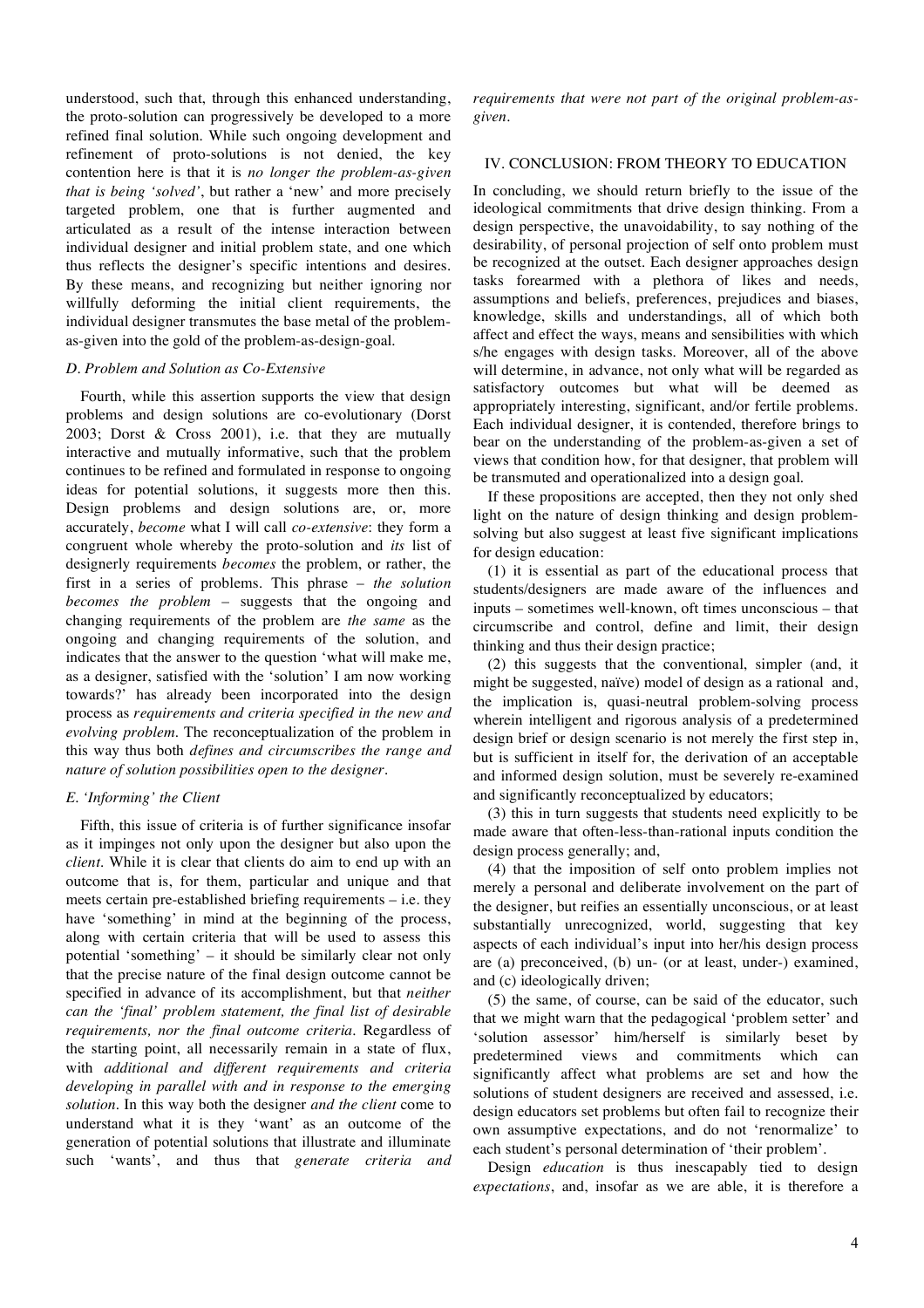understood, such that, through this enhanced understanding, the proto-solution can progressively be developed to a more refined final solution. While such ongoing development and refinement of proto-solutions is not denied, the key contention here is that it is *no longer the problem-as-given that is being 'solved'*, but rather a 'new' and more precisely targeted problem, one that is further augmented and articulated as a result of the intense interaction between individual designer and initial problem state, and one which thus reflects the designer's specific intentions and desires. By these means, and recognizing but neither ignoring nor willfully deforming the initial client requirements, the individual designer transmutes the base metal of the problem-as-given into the gold of the problem-as-design-goal.

### *D. Problem and Solution as Co-Extensive*

Fourth, while this assertion supports the view that design problems and design solutions are co-evolutionary (Dorst 2003; Dorst & Cross 2001), i.e. that they are mutually interactive and mutually informative, such that the problem continues to be refined and formulated in response to ongoing ideas for potential solutions, it suggests more then this. Design problems and design solutions are, or, more accurately, *become* what I will call *co-extensive*: they form a congruent whole whereby the proto-solution and *its* list of designerly requirements *becomes* the problem, or rather, the first in a series of problems. This phrase – *the solution becomes the problem* – suggests that the ongoing and changing requirements of the problem are *the same* as the ongoing and changing requirements of the solution, and indicates that the answer to the question 'what will make me, as a designer, satisfied with the 'solution' I am now working towards?' has already been incorporated into the design process as *requirements and criteria specified in the new and evolving problem*. The reconceptualization of the problem in this way thus both *defines and circumscribes the range and nature of solution possibilities open to the designer*.

### *E. 'Informing' the Client*

Fifth, this issue of criteria is of further significance insofar as it impinges not only upon the designer but also upon the *client*. While it is clear that clients do aim to end up with an outcome that is, for them, particular and unique and that meets certain pre-established briefing requirements – i.e. they have 'something' in mind at the beginning of the process, along with certain criteria that will be used to assess this potential 'something' – it should be similarly clear not only that the precise nature of the final design outcome cannot be specified in advance of its accomplishment, but that *neither can the 'final' problem statement, the final list of desirable requirements, nor the final outcome criteria*. Regardless of the starting point, all necessarily remain in a state of flux, with *additional and different requirements and criteria developing in parallel with and in response to the emerging solution*. In this way both the designer *and the client* come to understand what it is they 'want' as an outcome of the generation of potential solutions that illustrate and illuminate such 'wants', and thus that *generate criteria and requirements that were not part of the original problem-as-given*.

## IV. CONCLUSION: FROM THEORY TO EDUCATION

In concluding, we should return briefly to the issue of the ideological commitments that drive design thinking. From a design perspective, the unavoidability, to say nothing of the desirability, of personal projection of self onto problem must be recognized at the outset. Each designer approaches design tasks forearmed with a plethora of likes and needs, assumptions and beliefs, preferences, prejudices and biases, knowledge, skills and understandings, all of which both affect and effect the ways, means and sensibilities with which s/he engages with design tasks. Moreover, all of the above will determine, in advance, not only what will be regarded as satisfactory outcomes but what will be deemed as appropriately interesting, significant, and/or fertile problems. Each individual designer, it is contended, therefore brings to bear on the understanding of the problem-as-given a set of views that condition how, for that designer, that problem will be transmuted and operationalized into a design goal.

If these propositions are accepted, then they not only shed light on the nature of design thinking and design problem-solving but also suggest at least five significant implications for design education:

(1) it is essential as part of the educational process that students/designers are made aware of the influences and inputs – sometimes well-known, oft times unconscious – that circumscribe and control, define and limit, their design thinking and thus their design practice;

(2) this suggests that the conventional, simpler (and, it might be suggested, naïve) model of design as a rational and, the implication is, quasi-neutral problem-solving process wherein intelligent and rigorous analysis of a predetermined design brief or design scenario is not merely the first step in, but is sufficient in itself for, the derivation of an acceptable and informed design solution, must be severely re-examined and significantly reconceptualized by educators;

(3) this in turn suggests that students need explicitly to be made aware that often-less-than-rational inputs condition the design process generally; and,

(4) that the imposition of self onto problem implies not merely a personal and deliberate involvement on the part of the designer, but reifies an essentially unconscious, or at least substantially unrecognized, world, suggesting that key aspects of each individual's input into her/his design process are (a) preconceived, (b) un- (or at least, under-) examined, and (c) ideologically driven;

(5) the same, of course, can be said of the educator, such that we might warn that the pedagogical 'problem setter' and 'solution assessor' him/herself is similarly beset by predetermined views and commitments which can significantly affect what problems are set and how the solutions of student designers are received and assessed, i.e. design educators set problems but often fail to recognize their own assumptive expectations, and do not 'renormalize' to each student's personal determination of 'their problem'.

Design *education* is thus inescapably tied to design *expectations*, and, insofar as we are able, it is therefore a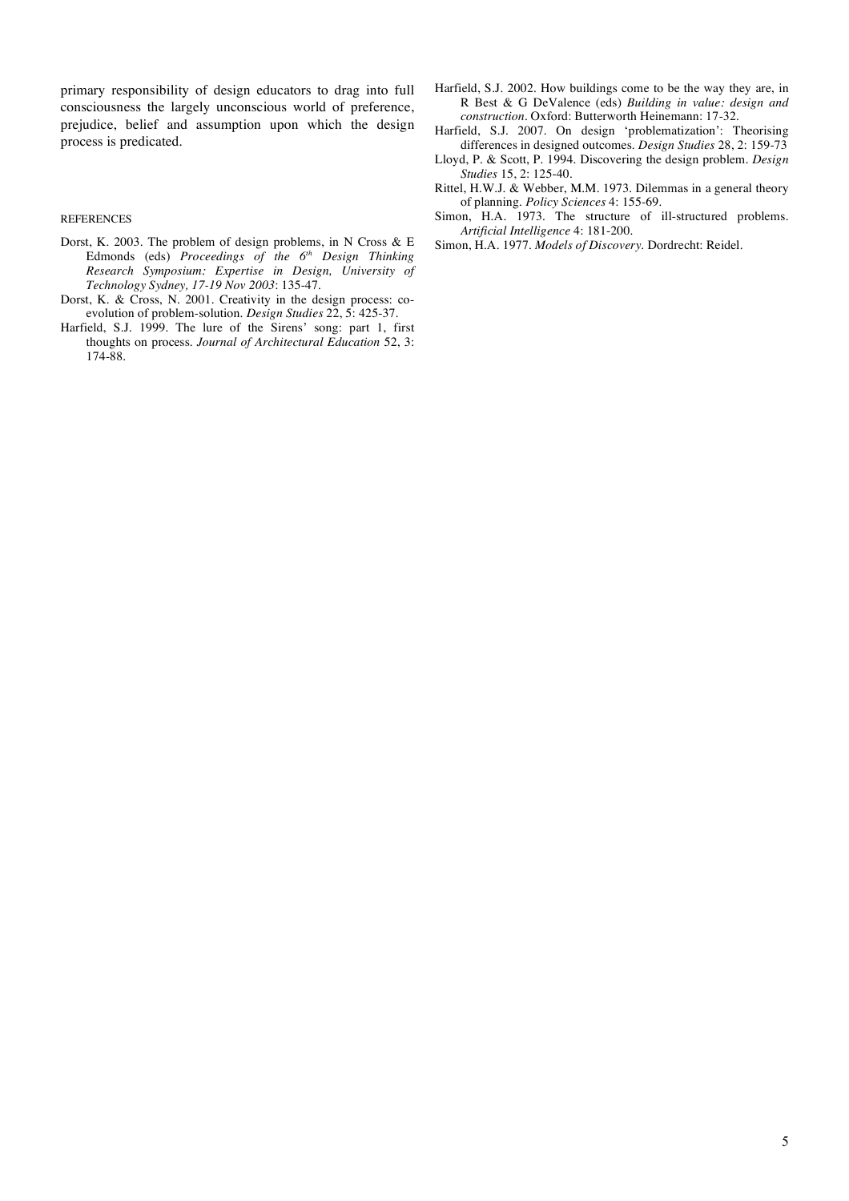primary responsibility of design educators to drag into full consciousness the largely unconscious world of preference, prejudice, belief and assumption upon which the design process is predicated.

## REFERENCES

Dorst, K. 2003. The problem of design problems, in N Cross & E Edmonds (eds) *Proceedings of the 6th Design Thinking Research Symposium: Expertise in Design, University of Technology Sydney, 17-19 Nov 2003*: 135-47.

Dorst, K. & Cross, N. 2001. Creativity in the design process: co-evolution of problem-solution. *Design Studies* 22, 5: 425-37.

Harfield, S.J. 1999. The lure of the Sirens' song: part 1, first thoughts on process. *Journal of Architectural Education* 52, 3: 174-88.

Harfield, S.J. 2002. How buildings come to be the way they are, in R Best & G DeValence (eds) *Building in value: design and construction*. Oxford: Butterworth Heinemann: 17-32.

Harfield, S.J. 2007. On design 'problematization': Theorising differences in designed outcomes. *Design Studies* 28, 2: 159-73

Lloyd, P. & Scott, P. 1994. Discovering the design problem. *Design Studies* 15, 2: 125-40.

Rittel, H.W.J. & Webber, M.M. 1973. Dilemmas in a general theory of planning. *Policy Sciences* 4: 155-69.

Simon, H.A. 1973. The structure of ill-structured problems. *Artificial Intelligence* 4: 181-200.

Simon, H.A. 1977. *Models of Discovery*. Dordrecht: Reidel.